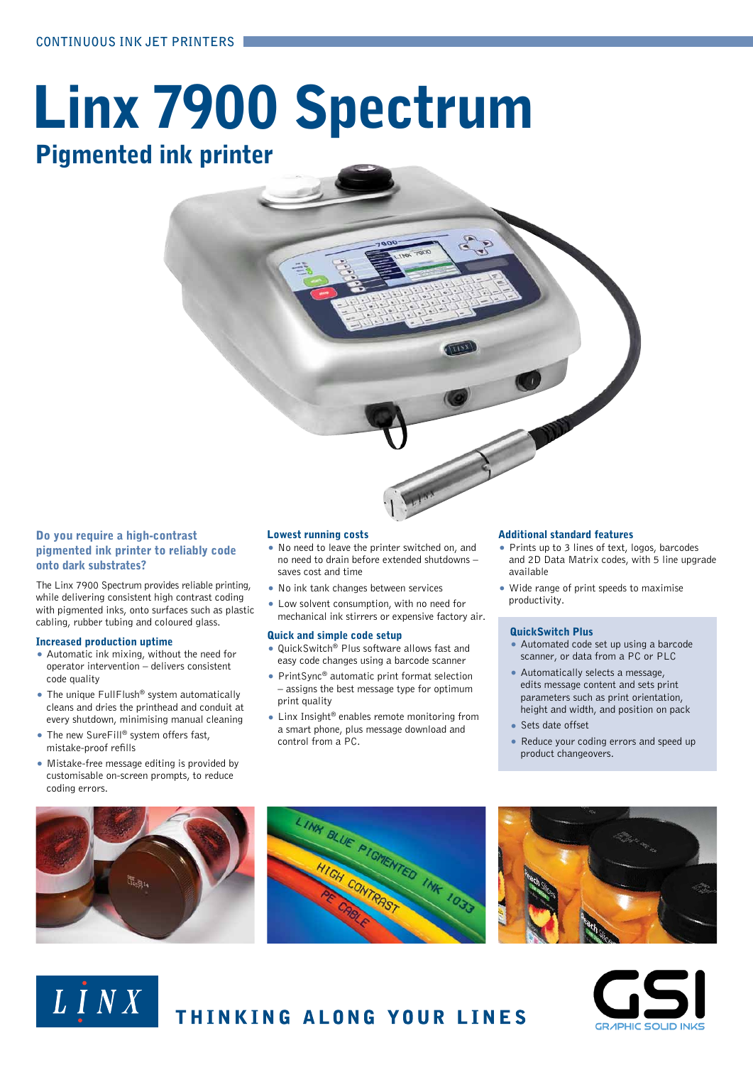CONTINUOUS INK JET PRINTERS

# Linx 7900 Spectrum

## Pigmented ink printer

### Do you require a high-contrast pigmented ink printer to reliably code onto dark substrates?

The Linx 7900 Spectrum provides reliable printing, while delivering consistent high contrast coding with pigmented inks, onto surfaces such as plastic cabling, rubber tubing and coloured glass.

### Increased production uptime

- Automatic ink mixing, without the need for operator intervention – delivers consistent code quality
- The unique FullFlush® system automatically cleans and dries the printhead and conduit at every shutdown, minimising manual cleaning
- The new SureFill® system offers fast, mistake-proof refills
- Mistake-free message editing is provided by customisable on-screen prompts, to reduce coding errors.

### Lowest running costs

- No need to leave the printer switched on, and no need to drain before extended shutdowns – saves cost and time
- No ink tank changes between services
- Low solvent consumption, with no need for mechanical ink stirrers or expensive factory air.

### Quick and simple code setup

- QuickSwitch® Plus software allows fast and easy code changes using a barcode scanner
- PrintSync® automatic print format selection – assigns the best message type for optimum print quality
- Linx Insight® enables remote monitoring from a smart phone, plus message download and control from a PC.

### Additional standard features

- Prints up to 3 lines of text, logos, barcodes and 2D Data Matrix codes, with 5 line upgrade available
- Wide range of print speeds to maximise productivity.

### QuickSwitch Plus

- Automated code set up using a barcode scanner, or data from a PC or PLC
- Automatically selects a message, edits message content and sets print parameters such as print orientation, height and width, and position on pack
- Sets date offset
- Reduce your coding errors and speed up product changeovers.

LINX

THINKING ALONG YOUR LINES

GSI GRAPHIC SOLID INKS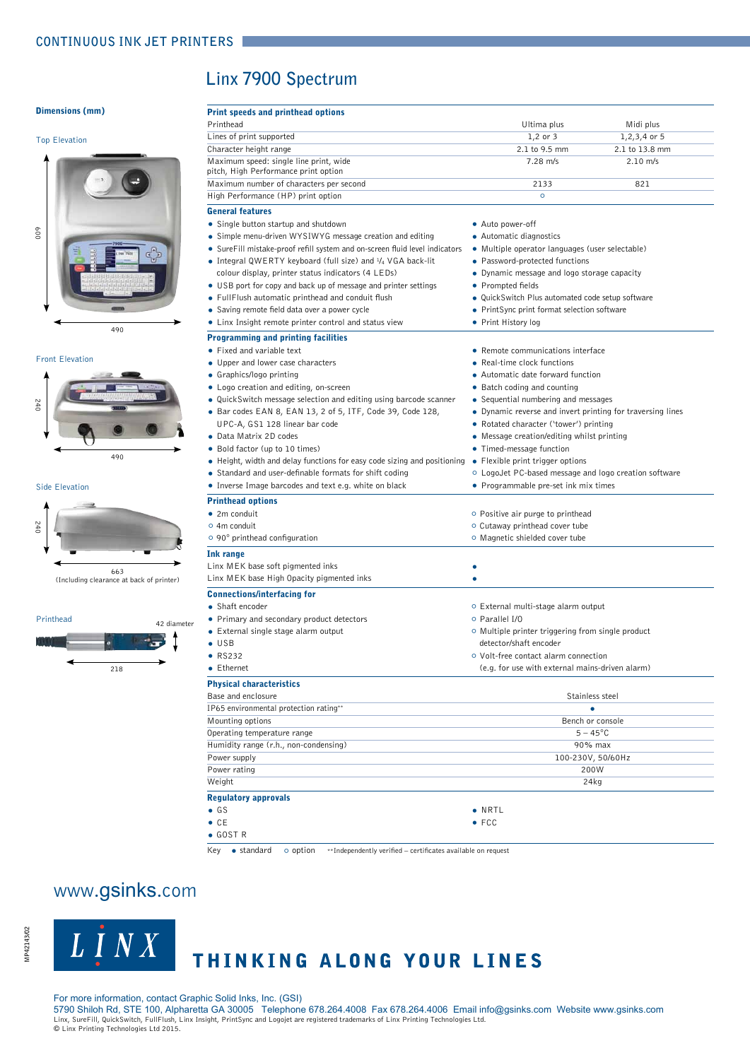CONTINUOUS INK JET PRINTERS

# Linx 7900 Spectrum

## Dimensions (mm)

Top Elevation

600

490

Front Elevation

240

490

Side Elevation

240

663
(Including clearance at back of printer)

Printhead

42 diameter

218

### Print speeds and printhead options

| Printhead | Ultima plus | Midi plus |
|---|---|---|
| Lines of print supported | 1,2 or 3 | 1,2,3,4 or 5 |
| Character height range | 2.1 to 9.5 mm | 2.1 to 13.8 mm |
| Maximum speed: single line print, wide pitch, High Performance print option | 7.28 m/s | 2.10 m/s |
| Maximum number of characters per second | 2133 | 821 |
| High Performance (HP) print option | ○ | |

### General features

- ● Single button startup and shutdown
- ● Simple menu-driven WYSIWYG message creation and editing
- ● SureFill mistake-proof refill system and on-screen fluid level indicators
- ● Integral QWERTY keyboard (full size) and ¼ VGA back-lit colour display, printer status indicators (4 LEDs)
- ● USB port for copy and back up of message and printer settings
- ● FullFlush automatic printhead and conduit flush
- ● Saving remote field data over a power cycle
- ● Linx Insight remote printer control and status view
- ● Auto power-off
- ● Automatic diagnostics
- ● Multiple operator languages (user selectable)
- ● Password-protected functions
- ● Dynamic message and logo storage capacity
- ● Prompted fields
- ● QuickSwitch Plus automated code setup software
- ● PrintSync print format selection software
- ● Print History log

### Programming and printing facilities

- ● Fixed and variable text
- ● Upper and lower case characters
- ● Graphics/logo printing
- ● Logo creation and editing, on-screen
- ● QuickSwitch message selection and editing using barcode scanner
- ● Bar codes EAN 8, EAN 13, 2 of 5, ITF, Code 39, Code 128, UPC-A, GS1 128 linear bar code
- ● Data Matrix 2D codes
- ● Bold factor (up to 10 times)
- ● Height, width and delay functions for easy code sizing and positioning
- ● Standard and user-definable formats for shift coding
- ● Inverse Image barcodes and text e.g. white on black
- ● Remote communications interface
- ● Real-time clock functions
- ● Automatic date forward function
- ● Batch coding and counting
- ● Sequential numbering and messages
- ● Dynamic reverse and invert printing for traversing lines
- ● Rotated character ('tower') printing
- ● Message creation/editing whilst printing
- ● Timed-message function
- ● Flexible print trigger options
- ○ LogoJet PC-based message and logo creation software
- ● Programmable pre-set ink mix times

### Printhead options

- ● 2m conduit
- ○ 4m conduit
- ○ 90° printhead configuration
- ○ Positive air purge to printhead
- ○ Cutaway printhead cover tube
- ○ Magnetic shielded cover tube

### Ink range

| | |
|---|---|
| Linx MEK base soft pigmented inks | ● |
| Linx MEK base High Opacity pigmented inks | ● |

### Connections/interfacing for

- ● Shaft encoder
- ● Primary and secondary product detectors
- ● External single stage alarm output
- ● USB
- ● RS232
- ● Ethernet
- ○ External multi-stage alarm output
- ○ Parallel I/O
- ○ Multiple printer triggering from single product detector/shaft encoder
- ○ Volt-free contact alarm connection (e.g. for use with external mains-driven alarm)

### Physical characteristics

| | |
|---|---|
| Base and enclosure | Stainless steel |
| IP65 environmental protection rating** | ● |
| Mounting options | Bench or console |
| Operating temperature range | 5 – 45°C |
| Humidity range (r.h., non-condensing) | 90% max |
| Power supply | 100-230V, 50/60Hz |
| Power rating | 200W |
| Weight | 24kg |

### Regulatory approvals

- ● GS
- ● CE
- ● GOST R
- ● NRTL
- ● FCC

Key ● standard ○ option **Independently verified – certificates available on request

www.gsinks.com

MP4214302

LINX

THINKING ALONG YOUR LINES

For more information, contact Graphic Solid Inks, Inc. (GSI)
5790 Shiloh Rd, STE 100, Alpharetta GA 30005 Telephone 678.264.4008 Fax 678.264.4006 Email info@gsinks.com Website www.gsinks.com
Linx, SureFill, QuickSwitch, FullFlush, Linx Insight, PrintSync and Logojet are registered trademarks of Linx Printing Technologies Ltd.
© Linx Printing Technologies Ltd 2015.